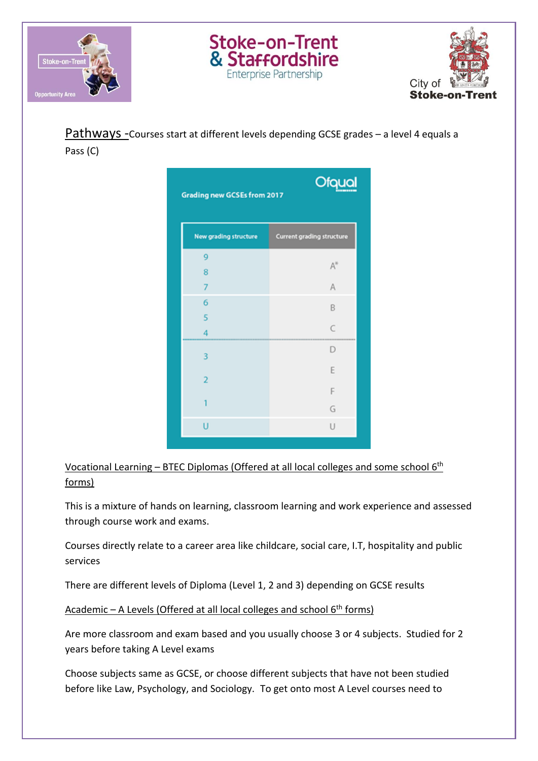Pathways - Courses start at different levels depending GCSE grades – a level 4 equals a Pass (C)

**Grading new GCSEs from 2017** — Ofqual

| New grading structure | Current grading structure |
|---|---|
| 9 | A* |
| 8 | A* |
| 7 | A |
| 6 | B |
| 5 | B/C |
| 4 | C |
| 3 | D/E |
| 2 | E/F |
| 1 | F/G |
| U | U |

<u>Vocational Learning – BTEC Diplomas (Offered at all local colleges and some school 6th forms)</u>

This is a mixture of hands on learning, classroom learning and work experience and assessed through course work and exams.

Courses directly relate to a career area like childcare, social care, I.T, hospitality and public services

There are different levels of Diploma (Level 1, 2 and 3) depending on GCSE results

<u>Academic – A Levels (Offered at all local colleges and school 6th forms)</u>

Are more classroom and exam based and you usually choose 3 or 4 subjects. Studied for 2 years before taking A Level exams

Choose subjects same as GCSE, or choose different subjects that have not been studied before like Law, Psychology, and Sociology. To get onto most A Level courses need to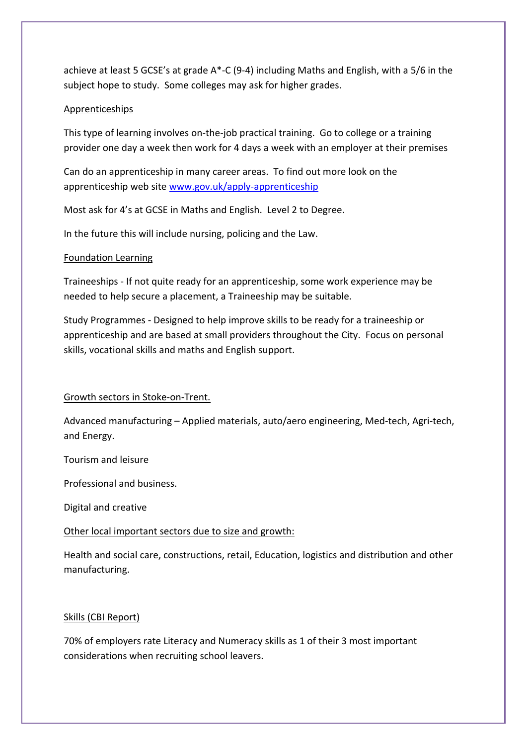achieve at least 5 GCSE's at grade A*-C (9-4) including Maths and English, with a 5/6 in the subject hope to study. Some colleges may ask for higher grades.

<u>Apprenticeships</u>

This type of learning involves on-the-job practical training. Go to college or a training provider one day a week then work for 4 days a week with an employer at their premises

Can do an apprenticeship in many career areas. To find out more look on the apprenticeship web site [www.gov.uk/apply-apprenticeship](www.gov.uk/apply-apprenticeship)

Most ask for 4's at GCSE in Maths and English. Level 2 to Degree.

In the future this will include nursing, policing and the Law.

<u>Foundation Learning</u>

Traineeships - If not quite ready for an apprenticeship, some work experience may be needed to help secure a placement, a Traineeship may be suitable.

Study Programmes - Designed to help improve skills to be ready for a traineeship or apprenticeship and are based at small providers throughout the City. Focus on personal skills, vocational skills and maths and English support.

<u>Growth sectors in Stoke-on-Trent.</u>

Advanced manufacturing – Applied materials, auto/aero engineering, Med-tech, Agri-tech, and Energy.

Tourism and leisure

Professional and business.

Digital and creative

<u>Other local important sectors due to size and growth:</u>

Health and social care, constructions, retail, Education, logistics and distribution and other manufacturing.

<u>Skills (CBI Report)</u>

70% of employers rate Literacy and Numeracy skills as 1 of their 3 most important considerations when recruiting school leavers.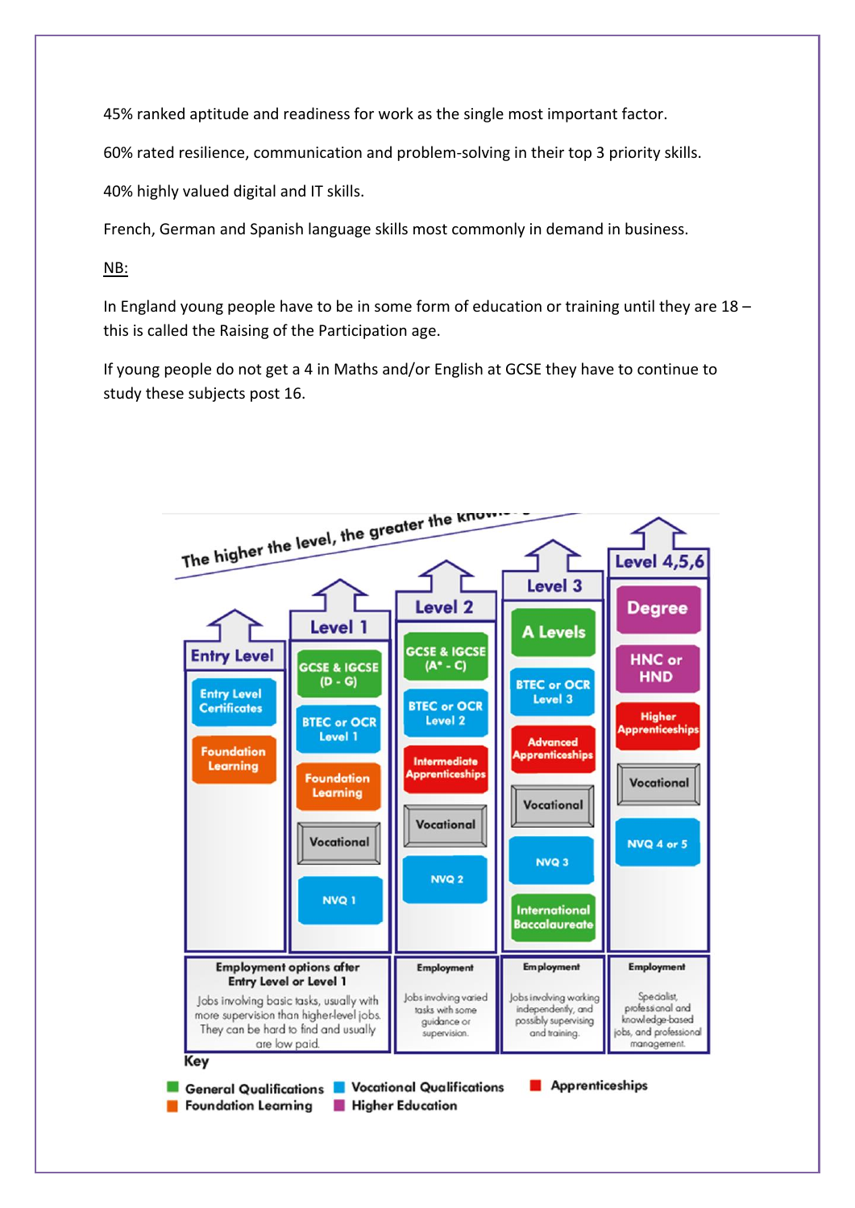45% ranked aptitude and readiness for work as the single most important factor.

60% rated resilience, communication and problem-solving in their top 3 priority skills.

40% highly valued digital and IT skills.

French, German and Spanish language skills most commonly in demand in business.

NB:

In England young people have to be in some form of education or training until they are 18 – this is called the Raising of the Participation age.

If young people do not get a 4 in Maths and/or English at GCSE they have to continue to study these subjects post 16.

The higher the level, the greater the knowledge

Entry Level
Entry Level Certificates
Foundation Learning

Level 1
GCSE & IGCSE (D - G)
BTEC or OCR Level 1
Foundation Learning
Vocational
NVQ 1

Level 2
GCSE & IGCSE (A* - C)
BTEC or OCR Level 2
Intermediate Apprenticeships
Vocational
NVQ 2

Level 3
A Levels
BTEC or OCR Level 3
Advanced Apprenticeships
Vocational
NVQ 3
International Baccalaureate

Level 4,5,6
Degree
HNC or HND
Higher Apprenticeships
Vocational
NVQ 4 or 5

Employment options after Entry Level or Level 1
Jobs involving basic tasks, usually with more supervision than higher-level jobs. They can be hard to find and usually are low paid.

Employment
Jobs involving varied tasks with some guidance or supervision.

Employment
Jobs involving working independently, and possibly supervising and training.

Employment
Specialist, professional and knowledge-based jobs, and professional management.

Key
General Qualifications
Vocational Qualifications
Apprenticeships
Foundation Learning
Higher Education